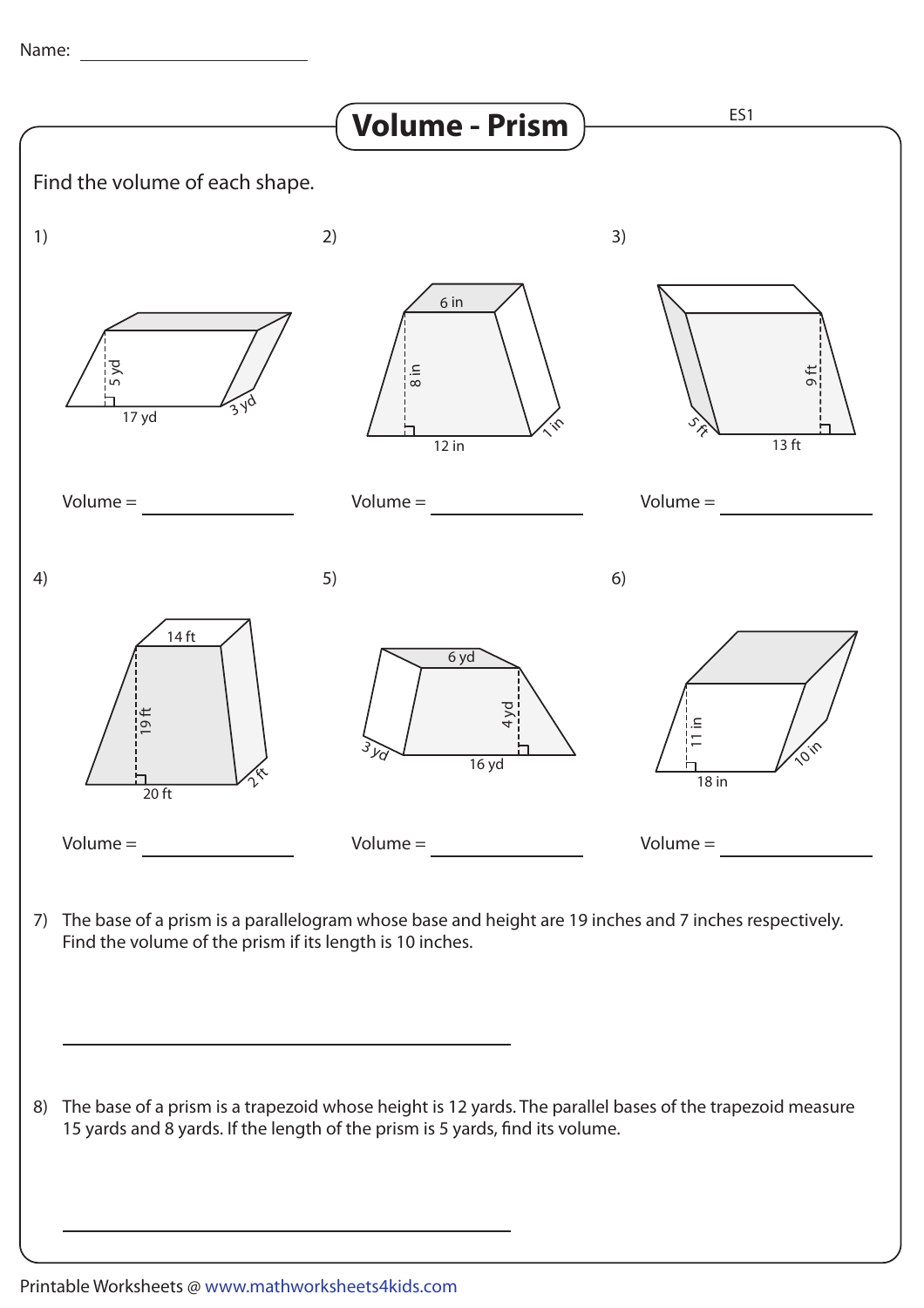Name: ____________________

# Volume - Prism

ES1

Find the volume of each shape.

1) 5 yd, 17 yd, 3 yd

Volume = ______________

2) 6 in, 8 in, 12 in, 1 in

Volume = ______________

3) 9 ft, 5 ft, 13 ft

Volume = ______________

4) 14 ft, 19 ft, 20 ft, 2 ft

Volume = ______________

5) 6 yd, 4 yd, 3 yd, 16 yd

Volume = ______________

6) 11 in, 18 in, 10 in

Volume = ______________

7) The base of a prism is a parallelogram whose base and height are 19 inches and 7 inches respectively. Find the volume of the prism if its length is 10 inches.

______________________________

8) The base of a prism is a trapezoid whose height is 12 yards. The parallel bases of the trapezoid measure 15 yards and 8 yards. If the length of the prism is 5 yards, find its volume.

______________________________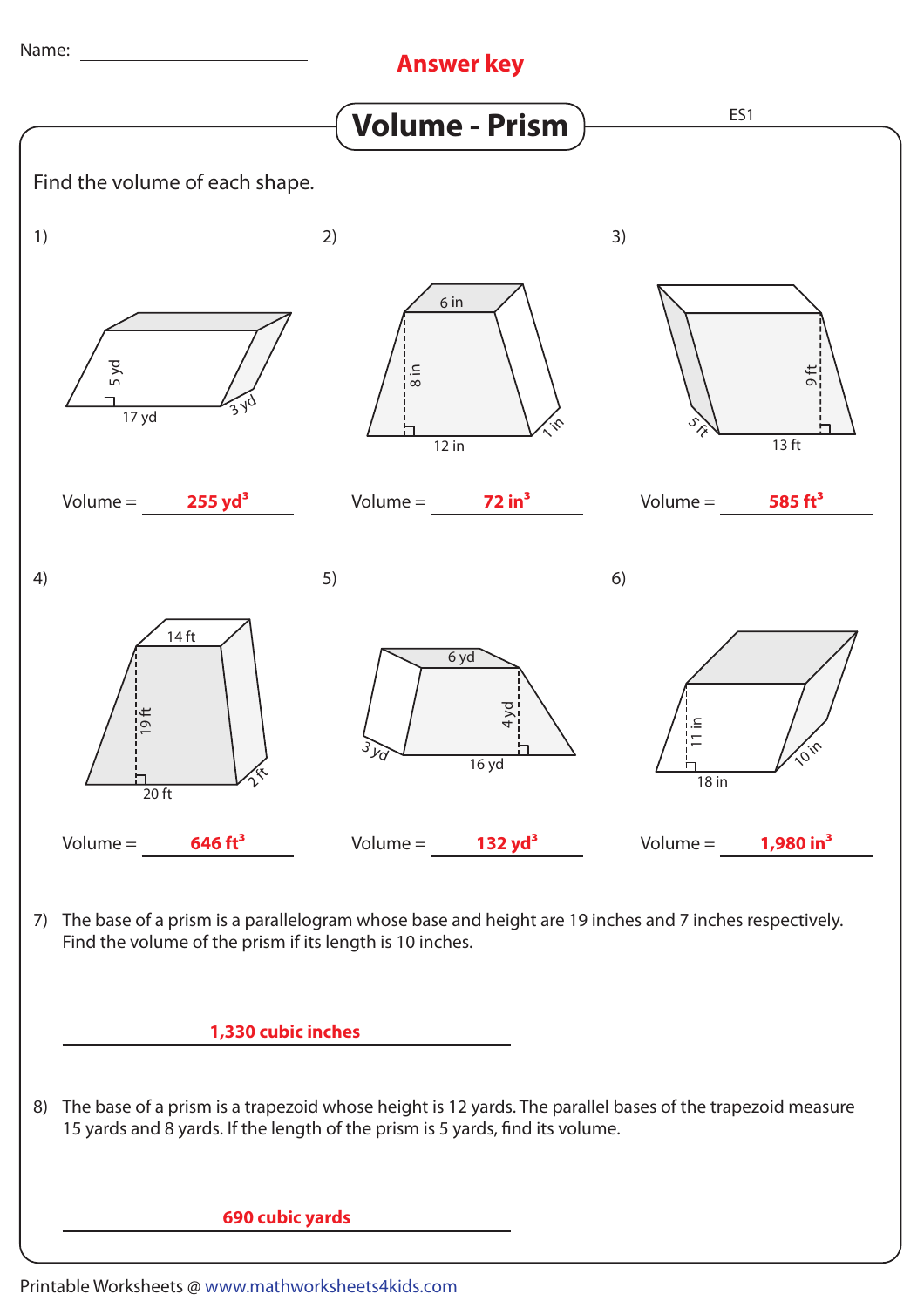Name: ____________________

**Answer key**

# Volume - Prism

ES1

Find the volume of each shape.

1)

5 yd
17 yd
3 yd

Volume = **255 $yd^3$**

2)

6 in
8 in
12 in
1 in

Volume = **72 $in^3$**

3)

9 ft
5 ft
13 ft

Volume = **585 $ft^3$**

4)

14 ft
19 ft
20 ft
2 ft

Volume = **646 $ft^3$**

5)

6 yd
4 yd
3 yd
16 yd

Volume = **132 $yd^3$**

6)

11 in
18 in
10 in

Volume = **1,980 $in^3$**

7) The base of a prism is a parallelogram whose base and height are 19 inches and 7 inches respectively. Find the volume of the prism if its length is 10 inches.

**1,330 cubic inches**

8) The base of a prism is a trapezoid whose height is 12 yards. The parallel bases of the trapezoid measure 15 yards and 8 yards. If the length of the prism is 5 yards, find its volume.

**690 cubic yards**

Printable Worksheets @ www.mathworksheets4kids.com